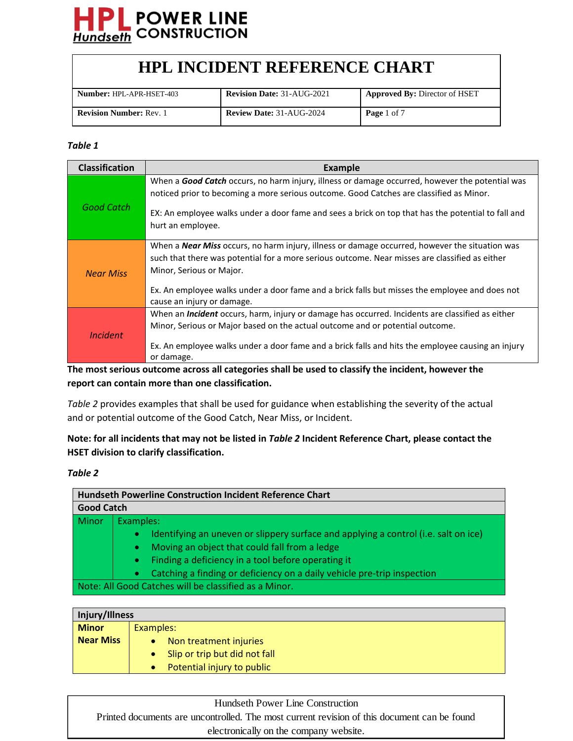HPL POWER LINE CONSTRUCTION
Hundseth

# HPL INCIDENT REFERENCE CHART

| **Number:** HPL-APR-HSET-403 | **Revision Date:** 31-AUG-2021 | **Approved By:** Director of HSET |
|---|---|---|
| **Revision Number:** Rev. 1 | **Review Date:** 31-AUG-2024 | **Page** 1 of 7 |

***Table 1***

| Classification | Example |
|---|---|
| *Good Catch* | When a ***Good Catch*** occurs, no harm injury, illness or damage occurred, however the potential was noticed prior to becoming a more serious outcome. Good Catches are classified as Minor.<br><br>EX: An employee walks under a door fame and sees a brick on top that has the potential to fall and hurt an employee. |
| *Near Miss* | When a ***Near Miss*** occurs, no harm injury, illness or damage occurred, however the situation was such that there was potential for a more serious outcome. Near misses are classified as either Minor, Serious or Major.<br><br>Ex. An employee walks under a door fame and a brick falls but misses the employee and does not cause an injury or damage. |
| *Incident* | When an ***Incident*** occurs, harm, injury or damage has occurred. Incidents are classified as either Minor, Serious or Major based on the actual outcome and or potential outcome.<br><br>Ex. An employee walks under a door fame and a brick falls and hits the employee causing an injury or damage. |

**The most serious outcome across all categories shall be used to classify the incident, however the report can contain more than one classification.**

*Table 2* provides examples that shall be used for guidance when establishing the severity of the actual and or potential outcome of the Good Catch, Near Miss, or Incident.

**Note: for all incidents that may not be listed in *Table 2* Incident Reference Chart, please contact the HSET division to clarify classification.**

***Table 2***

| **Hundseth Powerline Construction Incident Reference Chart** | |
|---|---|
| **Good Catch** | |
| Minor | Examples:<br>• Identifying an uneven or slippery surface and applying a control (i.e. salt on ice)<br>• Moving an object that could fall from a ledge<br>• Finding a deficiency in a tool before operating it<br>• Catching a finding or deficiency on a daily vehicle pre-trip inspection |
| Note: All Good Catches will be classified as a Minor. | |

| **Injury/Illness** | |
|---|---|
| **Minor Near Miss** | Examples:<br>• Non treatment injuries<br>• Slip or trip but did not fall<br>• Potential injury to public |

Hundseth Power Line Construction
Printed documents are uncontrolled. The most current revision of this document can be found electronically on the company website.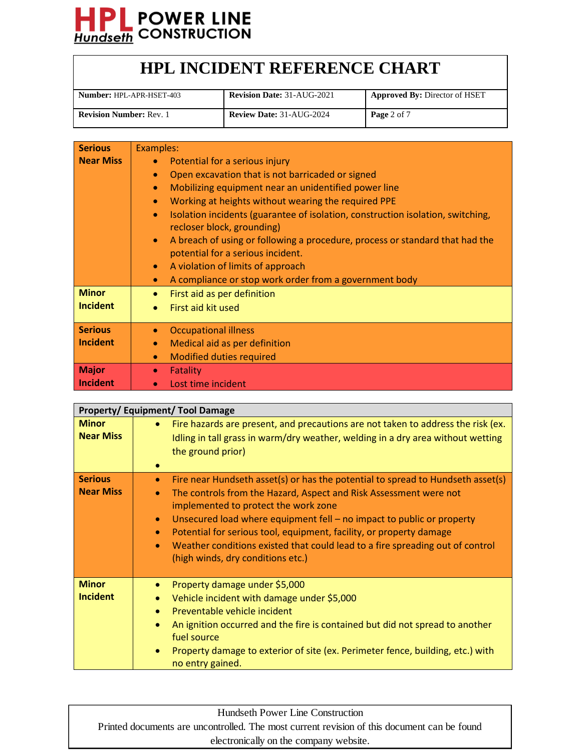# HPL INCIDENT REFERENCE CHART

| **Number:** HPL-APR-HSET-403 | **Revision Date:** 31-AUG-2021 | **Approved By:** Director of HSET |
| --- | --- | --- |
| **Revision Number:** Rev. 1 | **Review Date:** 31-AUG-2024 | **Page** 2 of 7 |

| | |
| --- | --- |
| **Serious Near Miss** | Examples:<br>• Potential for a serious injury<br>• Open excavation that is not barricaded or signed<br>• Mobilizing equipment near an unidentified power line<br>• Working at heights without wearing the required PPE<br>• Isolation incidents (guarantee of isolation, construction isolation, switching, recloser block, grounding)<br>• A breach of using or following a procedure, process or standard that had the potential for a serious incident.<br>• A violation of limits of approach<br>• A compliance or stop work order from a government body |
| **Minor Incident** | • First aid as per definition<br>• First aid kit used |
| **Serious Incident** | • Occupational illness<br>• Medical aid as per definition<br>• Modified duties required |
| **Major Incident** | • Fatality<br>• Lost time incident |

| **Property/ Equipment/ Tool Damage** | |
| --- | --- |
| **Minor Near Miss** | • Fire hazards are present, and precautions are not taken to address the risk (ex. Idling in tall grass in warm/dry weather, welding in a dry area without wetting the ground prior)<br>• |
| **Serious Near Miss** | • Fire near Hundseth asset(s) or has the potential to spread to Hundseth asset(s)<br>• The controls from the Hazard, Aspect and Risk Assessment were not implemented to protect the work zone<br>• Unsecured load where equipment fell – no impact to public or property<br>• Potential for serious tool, equipment, facility, or property damage<br>• Weather conditions existed that could lead to a fire spreading out of control (high winds, dry conditions etc.) |
| **Minor Incident** | • Property damage under $5,000<br>• Vehicle incident with damage under $5,000<br>• Preventable vehicle incident<br>• An ignition occurred and the fire is contained but did not spread to another fuel source<br>• Property damage to exterior of site (ex. Perimeter fence, building, etc.) with no entry gained. |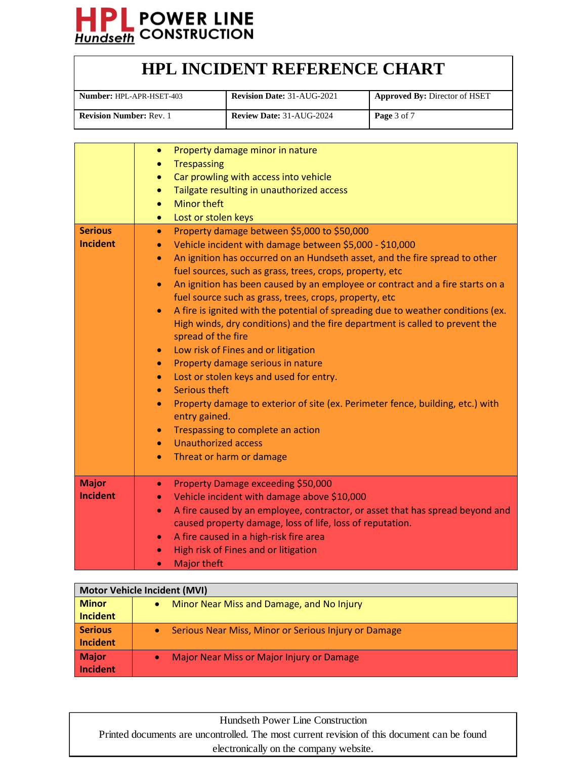| | |
|---|---|
| | • Property damage minor in nature<br>• Trespassing<br>• Car prowling with access into vehicle<br>• Tailgate resulting in unauthorized access<br>• Minor theft<br>• Lost or stolen keys |
| **Serious Incident** | • Property damage between $5,000 to $50,000<br>• Vehicle incident with damage between $5,000 - $10,000<br>• An ignition has occurred on an Hundseth asset, and the fire spread to other fuel sources, such as grass, trees, crops, property, etc<br>• An ignition has been caused by an employee or contract and a fire starts on a fuel source such as grass, trees, crops, property, etc<br>• A fire is ignited with the potential of spreading due to weather conditions (ex. High winds, dry conditions) and the fire department is called to prevent the spread of the fire<br>• Low risk of Fines and or litigation<br>• Property damage serious in nature<br>• Lost or stolen keys and used for entry.<br>• Serious theft<br>• Property damage to exterior of site (ex. Perimeter fence, building, etc.) with entry gained.<br>• Trespassing to complete an action<br>• Unauthorized access<br>• Threat or harm or damage |
| **Major Incident** | • Property Damage exceeding $50,000<br>• Vehicle incident with damage above $10,000<br>• A fire caused by an employee, contractor, or asset that has spread beyond and caused property damage, loss of life, loss of reputation.<br>• A fire caused in a high-risk fire area<br>• High risk of Fines and or litigation<br>• Major theft |

| **Motor Vehicle Incident (MVI)** | |
|---|---|
| **Minor Incident** | • Minor Near Miss and Damage, and No Injury |
| **Serious Incident** | • Serious Near Miss, Minor or Serious Injury or Damage |
| **Major Incident** | • Major Near Miss or Major Injury or Damage |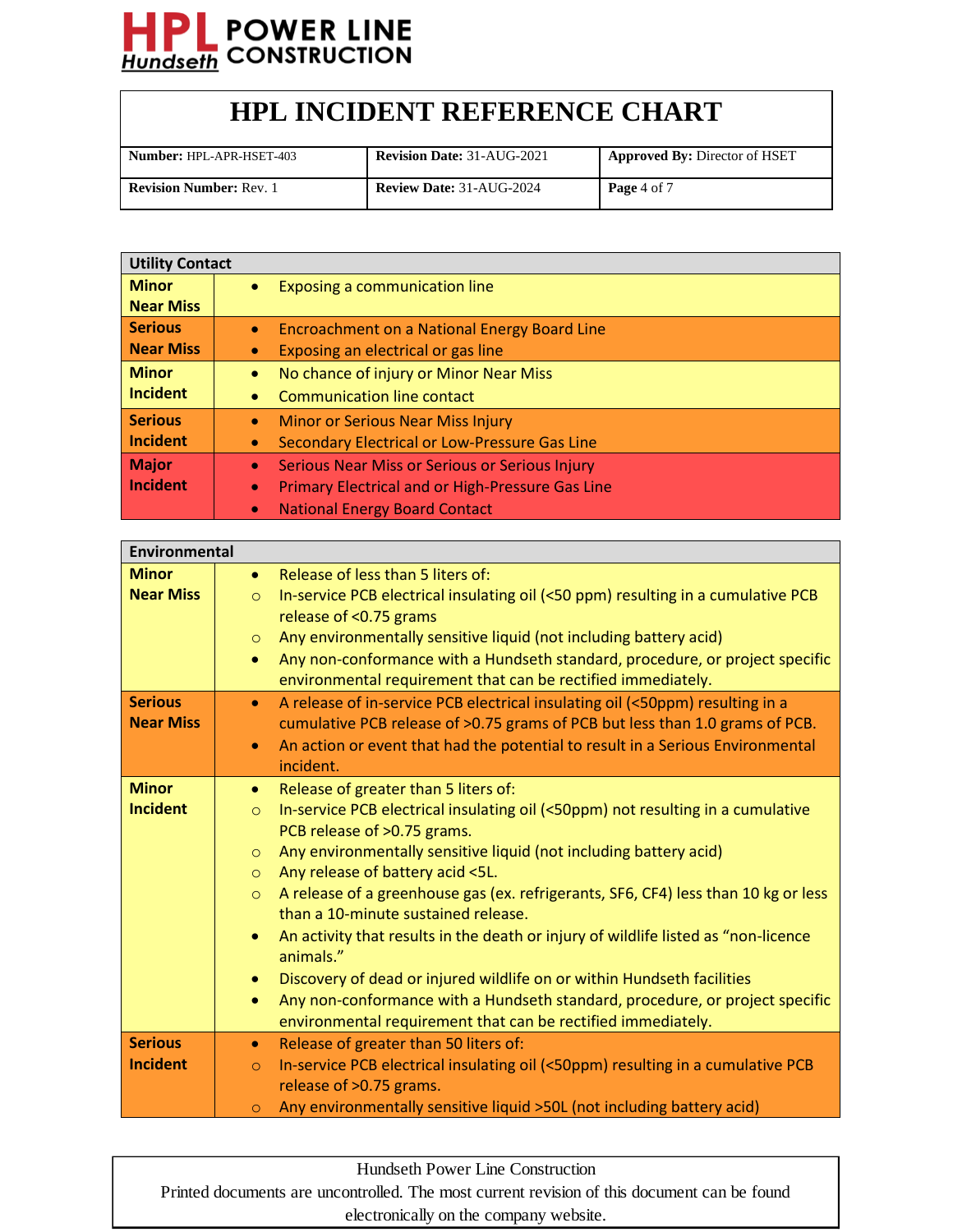# HPL INCIDENT REFERENCE CHART

| **Number:** HPL-APR-HSET-403 | **Revision Date:** 31-AUG-2021 | **Approved By:** Director of HSET |
|---|---|---|
| **Revision Number:** Rev. 1 | **Review Date:** 31-AUG-2024 | **Page** 4 of 7 |

| **Utility Contact** | |
|---|---|
| **Minor Near Miss** | • Exposing a communication line |
| **Serious Near Miss** | • Encroachment on a National Energy Board Line<br>• Exposing an electrical or gas line |
| **Minor Incident** | • No chance of injury or Minor Near Miss<br>• Communication line contact |
| **Serious Incident** | • Minor or Serious Near Miss Injury<br>• Secondary Electrical or Low-Pressure Gas Line |
| **Major Incident** | • Serious Near Miss or Serious or Serious Injury<br>• Primary Electrical and or High-Pressure Gas Line<br>• National Energy Board Contact |

| **Environmental** | |
|---|---|
| **Minor Near Miss** | • Release of less than 5 liters of:<br>  ○ In-service PCB electrical insulating oil (<50 ppm) resulting in a cumulative PCB release of <0.75 grams<br>  ○ Any environmentally sensitive liquid (not including battery acid)<br>• Any non-conformance with a Hundseth standard, procedure, or project specific environmental requirement that can be rectified immediately. |
| **Serious Near Miss** | • A release of in-service PCB electrical insulating oil (<50ppm) resulting in a cumulative PCB release of >0.75 grams of PCB but less than 1.0 grams of PCB.<br>• An action or event that had the potential to result in a Serious Environmental incident. |
| **Minor Incident** | • Release of greater than 5 liters of:<br>  ○ In-service PCB electrical insulating oil (<50ppm) not resulting in a cumulative PCB release of >0.75 grams.<br>  ○ Any environmentally sensitive liquid (not including battery acid)<br>  ○ Any release of battery acid <5L.<br>  ○ A release of a greenhouse gas (ex. refrigerants, SF6, CF4) less than 10 kg or less than a 10-minute sustained release.<br>• An activity that results in the death or injury of wildlife listed as "non-licence animals."<br>• Discovery of dead or injured wildlife on or within Hundseth facilities<br>• Any non-conformance with a Hundseth standard, procedure, or project specific environmental requirement that can be rectified immediately. |
| **Serious Incident** | • Release of greater than 50 liters of:<br>  ○ In-service PCB electrical insulating oil (<50ppm) resulting in a cumulative PCB release of >0.75 grams.<br>  ○ Any environmentally sensitive liquid >50L (not including battery acid) |

Hundseth Power Line Construction
Printed documents are uncontrolled. The most current revision of this document can be found electronically on the company website.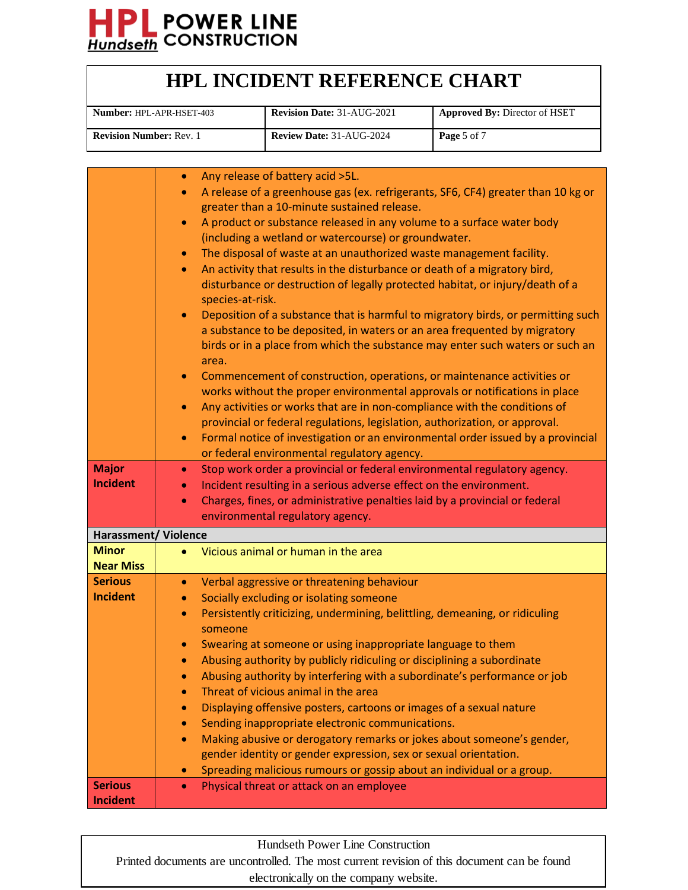| | |
|---|---|
| | • Any release of battery acid >5L.<br>• A release of a greenhouse gas (ex. refrigerants, SF6, CF4) greater than 10 kg or greater than a 10-minute sustained release.<br>• A product or substance released in any volume to a surface water body (including a wetland or watercourse) or groundwater.<br>• The disposal of waste at an unauthorized waste management facility.<br>• An activity that results in the disturbance or death of a migratory bird, disturbance or destruction of legally protected habitat, or injury/death of a species-at-risk.<br>• Deposition of a substance that is harmful to migratory birds, or permitting such a substance to be deposited, in waters or an area frequented by migratory birds or in a place from which the substance may enter such waters or such an area.<br>• Commencement of construction, operations, or maintenance activities or works without the proper environmental approvals or notifications in place<br>• Any activities or works that are in non-compliance with the conditions of provincial or federal regulations, legislation, authorization, or approval.<br>• Formal notice of investigation or an environmental order issued by a provincial or federal environmental regulatory agency. |
| **Major Incident** | • Stop work order a provincial or federal environmental regulatory agency.<br>• Incident resulting in a serious adverse effect on the environment.<br>• Charges, fines, or administrative penalties laid by a provincial or federal environmental regulatory agency. |
| **Harassment/ Violence** | |
| **Minor Near Miss** | • Vicious animal or human in the area |
| **Serious Incident** | • Verbal aggressive or threatening behaviour<br>• Socially excluding or isolating someone<br>• Persistently criticizing, undermining, belittling, demeaning, or ridiculing someone<br>• Swearing at someone or using inappropriate language to them<br>• Abusing authority by publicly ridiculing or disciplining a subordinate<br>• Abusing authority by interfering with a subordinate's performance or job<br>• Threat of vicious animal in the area<br>• Displaying offensive posters, cartoons or images of a sexual nature<br>• Sending inappropriate electronic communications.<br>• Making abusive or derogatory remarks or jokes about someone's gender, gender identity or gender expression, sex or sexual orientation.<br>• Spreading malicious rumours or gossip about an individual or a group. |
| **Serious Incident** | • Physical threat or attack on an employee |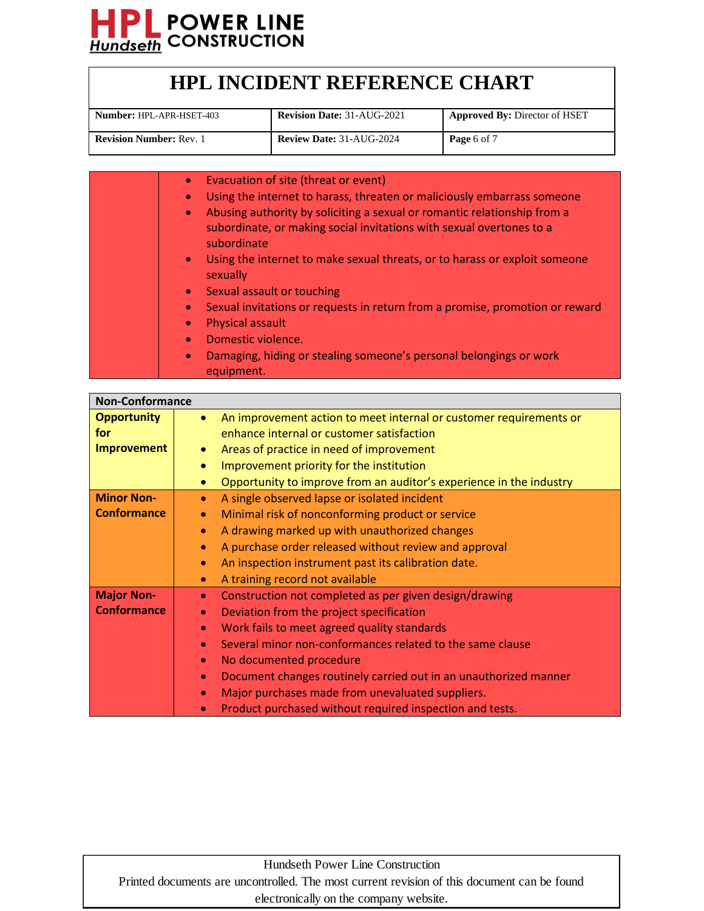| | |
|---|---|
| | • Evacuation of site (threat or event)<br>• Using the internet to harass, threaten or maliciously embarrass someone<br>• Abusing authority by soliciting a sexual or romantic relationship from a subordinate, or making social invitations with sexual overtones to a subordinate<br>• Using the internet to make sexual threats, or to harass or exploit someone sexually<br>• Sexual assault or touching<br>• Sexual invitations or requests in return from a promise, promotion or reward<br>• Physical assault<br>• Domestic violence.<br>• Damaging, hiding or stealing someone's personal belongings or work equipment. |

| **Non-Conformance** | |
|---|---|
| **Opportunity for Improvement** | • An improvement action to meet internal or customer requirements or enhance internal or customer satisfaction<br>• Areas of practice in need of improvement<br>• Improvement priority for the institution<br>• Opportunity to improve from an auditor's experience in the industry |
| **Minor Non-Conformance** | • A single observed lapse or isolated incident<br>• Minimal risk of nonconforming product or service<br>• A drawing marked up with unauthorized changes<br>• A purchase order released without review and approval<br>• An inspection instrument past its calibration date.<br>• A training record not available |
| **Major Non-Conformance** | • Construction not completed as per given design/drawing<br>• Deviation from the project specification<br>• Work fails to meet agreed quality standards<br>• Several minor non-conformances related to the same clause<br>• No documented procedure<br>• Document changes routinely carried out in an unauthorized manner<br>• Major purchases made from unevaluated suppliers.<br>• Product purchased without required inspection and tests. |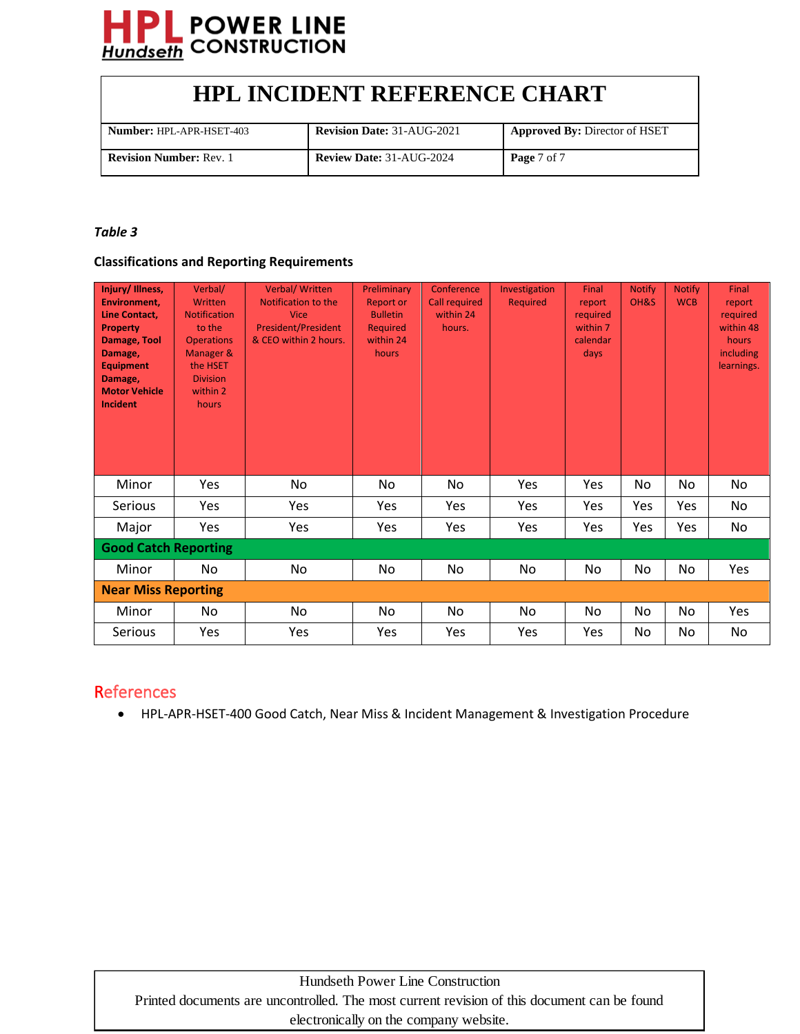# HPL INCIDENT REFERENCE CHART

| **Number:** HPL-APR-HSET-403 | **Revision Date:** 31-AUG-2021 | **Approved By:** Director of HSET |
|---|---|---|
| **Revision Number:** Rev. 1 | **Review Date:** 31-AUG-2024 | **Page** 7 of 7 |

*Table 3*

**Classifications and Reporting Requirements**

| **Injury/ Illness, Environment, Line Contact, Property Damage, Tool Damage, Equipment Damage, Motor Vehicle Incident** | Verbal/ Written Notification to the Operations Manager & the HSET Division within 2 hours | Verbal/ Written Notification to the Vice President/President & CEO within 2 hours. | Preliminary Report or Bulletin Required within 24 hours | Conference Call required within 24 hours. | Investigation Required | Final report required within 7 calendar days | Notify OH&S | Notify WCB | Final report required within 48 hours including learnings. |
|---|---|---|---|---|---|---|---|---|---|
| Minor | Yes | No | No | No | Yes | Yes | No | No | No |
| Serious | Yes | Yes | Yes | Yes | Yes | Yes | Yes | Yes | No |
| Major | Yes | Yes | Yes | Yes | Yes | Yes | Yes | Yes | No |
| **Good Catch Reporting** | | | | | | | | | |
| Minor | No | No | No | No | No | No | No | No | Yes |
| **Near Miss Reporting** | | | | | | | | | |
| Minor | No | No | No | No | No | No | No | No | Yes |
| Serious | Yes | Yes | Yes | Yes | Yes | Yes | No | No | No |

## References

- HPL-APR-HSET-400 Good Catch, Near Miss & Incident Management & Investigation Procedure